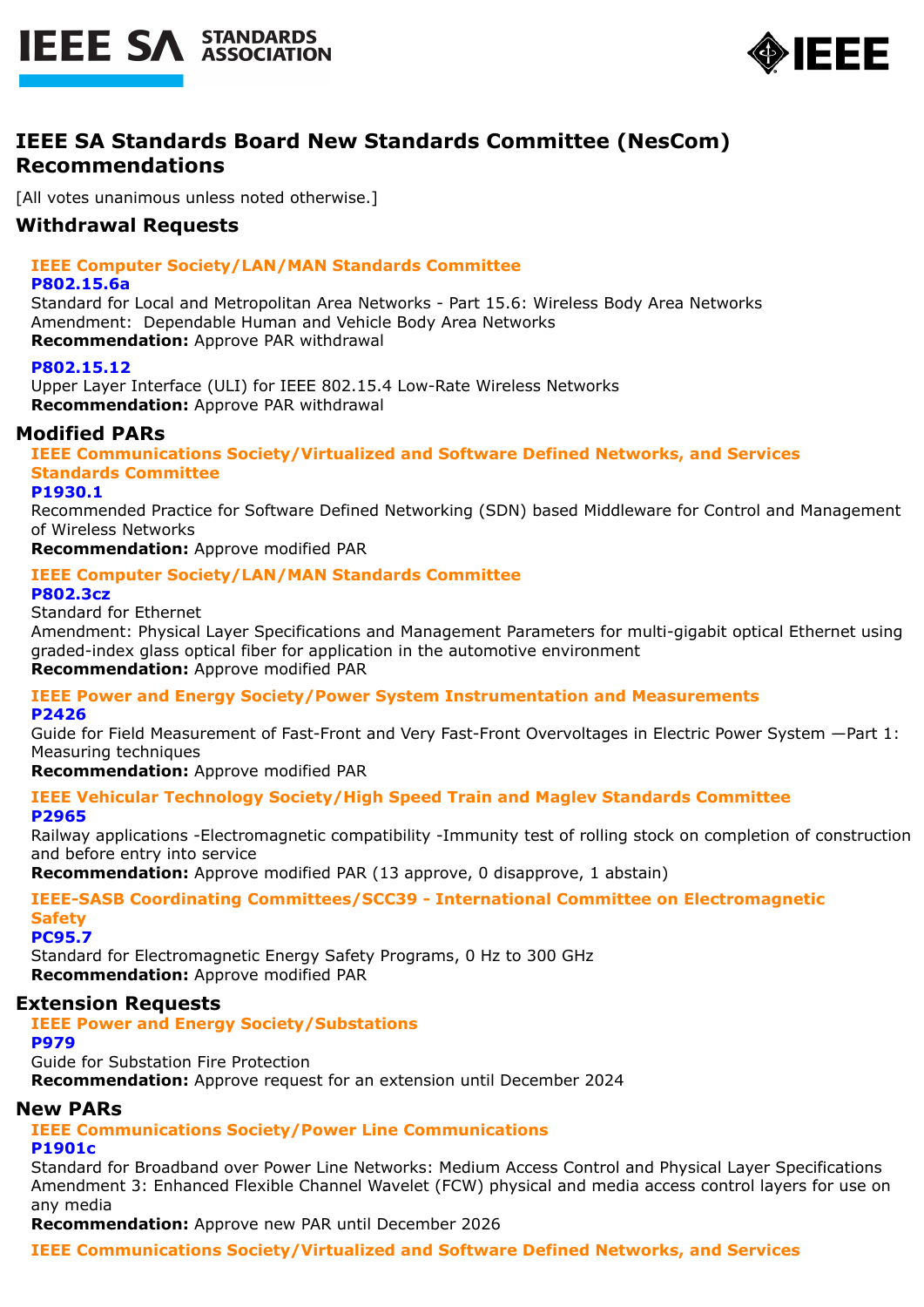# IEEE SA Standards Board New Standards Committee (NesCom) Recommendations

[All votes unanimous unless noted otherwise.]

## Withdrawal Requests

### IEEE Computer Society/LAN/MAN Standards Committee

**P802.15.6a**

Standard for Local and Metropolitan Area Networks - Part 15.6: Wireless Body Area Networks
Amendment: Dependable Human and Vehicle Body Area Networks

**Recommendation:** Approve PAR withdrawal

**P802.15.12**

Upper Layer Interface (ULI) for IEEE 802.15.4 Low-Rate Wireless Networks

**Recommendation:** Approve PAR withdrawal

## Modified PARs

### IEEE Communications Society/Virtualized and Software Defined Networks, and Services Standards Committee

**P1930.1**

Recommended Practice for Software Defined Networking (SDN) based Middleware for Control and Management of Wireless Networks

**Recommendation:** Approve modified PAR

### IEEE Computer Society/LAN/MAN Standards Committee

**P802.3cz**

Standard for Ethernet
Amendment: Physical Layer Specifications and Management Parameters for multi-gigabit optical Ethernet using graded-index glass optical fiber for application in the automotive environment

**Recommendation:** Approve modified PAR

### IEEE Power and Energy Society/Power System Instrumentation and Measurements

**P2426**

Guide for Field Measurement of Fast-Front and Very Fast-Front Overvoltages in Electric Power System —Part 1: Measuring techniques

**Recommendation:** Approve modified PAR

### IEEE Vehicular Technology Society/High Speed Train and Maglev Standards Committee

**P2965**

Railway applications -Electromagnetic compatibility -Immunity test of rolling stock on completion of construction and before entry into service

**Recommendation:** Approve modified PAR (13 approve, 0 disapprove, 1 abstain)

### IEEE-SASB Coordinating Committees/SCC39 - International Committee on Electromagnetic Safety

**PC95.7**

Standard for Electromagnetic Energy Safety Programs, 0 Hz to 300 GHz

**Recommendation:** Approve modified PAR

## Extension Requests

### IEEE Power and Energy Society/Substations

**P979**

Guide for Substation Fire Protection

**Recommendation:** Approve request for an extension until December 2024

## New PARs

### IEEE Communications Society/Power Line Communications

**P1901c**

Standard for Broadband over Power Line Networks: Medium Access Control and Physical Layer Specifications
Amendment 3: Enhanced Flexible Channel Wavelet (FCW) physical and media access control layers for use on any media

**Recommendation:** Approve new PAR until December 2026

### IEEE Communications Society/Virtualized and Software Defined Networks, and Services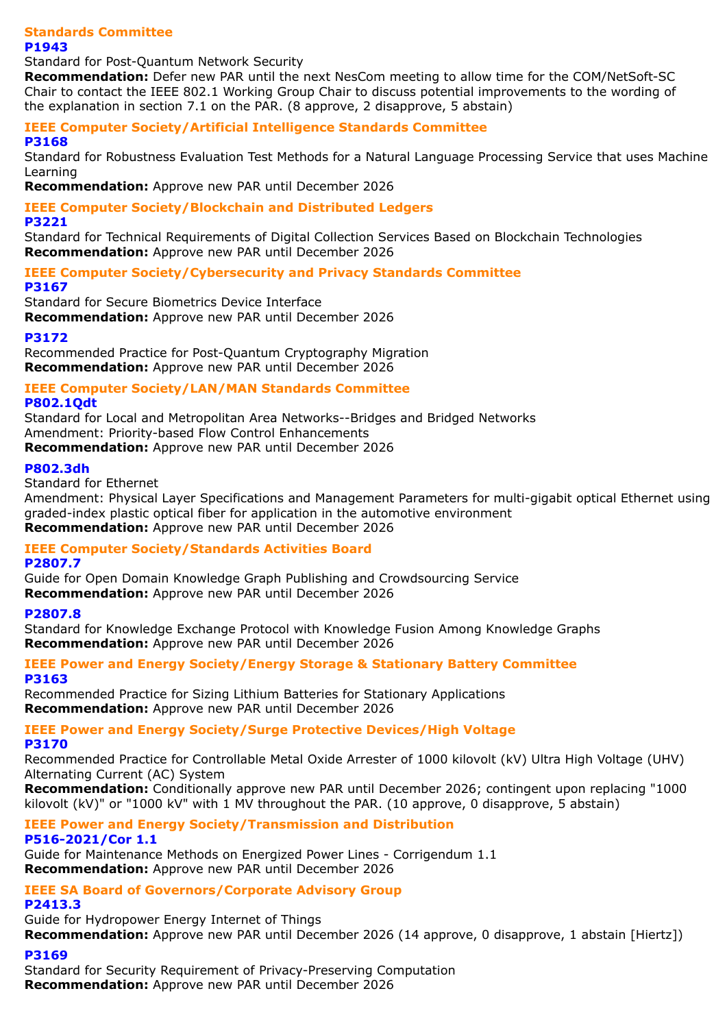### Standards Committee

#### P1943

Standard for Post-Quantum Network Security

**Recommendation:** Defer new PAR until the next NesCom meeting to allow time for the COM/NetSoft-SC Chair to contact the IEEE 802.1 Working Group Chair to discuss potential improvements to the wording of the explanation in section 7.1 on the PAR. (8 approve, 2 disapprove, 5 abstain)

### IEEE Computer Society/Artificial Intelligence Standards Committee

#### P3168

Standard for Robustness Evaluation Test Methods for a Natural Language Processing Service that uses Machine Learning

**Recommendation:** Approve new PAR until December 2026

### IEEE Computer Society/Blockchain and Distributed Ledgers

#### P3221

Standard for Technical Requirements of Digital Collection Services Based on Blockchain Technologies

**Recommendation:** Approve new PAR until December 2026

### IEEE Computer Society/Cybersecurity and Privacy Standards Committee

#### P3167

Standard for Secure Biometrics Device Interface

**Recommendation:** Approve new PAR until December 2026

#### P3172

Recommended Practice for Post-Quantum Cryptography Migration

**Recommendation:** Approve new PAR until December 2026

### IEEE Computer Society/LAN/MAN Standards Committee

#### P802.1Qdt

Standard for Local and Metropolitan Area Networks--Bridges and Bridged Networks
Amendment: Priority-based Flow Control Enhancements

**Recommendation:** Approve new PAR until December 2026

#### P802.3dh

Standard for Ethernet
Amendment: Physical Layer Specifications and Management Parameters for multi-gigabit optical Ethernet using graded-index plastic optical fiber for application in the automotive environment

**Recommendation:** Approve new PAR until December 2026

### IEEE Computer Society/Standards Activities Board

#### P2807.7

Guide for Open Domain Knowledge Graph Publishing and Crowdsourcing Service

**Recommendation:** Approve new PAR until December 2026

#### P2807.8

Standard for Knowledge Exchange Protocol with Knowledge Fusion Among Knowledge Graphs

**Recommendation:** Approve new PAR until December 2026

### IEEE Power and Energy Society/Energy Storage & Stationary Battery Committee

#### P3163

Recommended Practice for Sizing Lithium Batteries for Stationary Applications

**Recommendation:** Approve new PAR until December 2026

### IEEE Power and Energy Society/Surge Protective Devices/High Voltage

#### P3170

Recommended Practice for Controllable Metal Oxide Arrester of 1000 kilovolt (kV) Ultra High Voltage (UHV) Alternating Current (AC) System

**Recommendation:** Conditionally approve new PAR until December 2026; contingent upon replacing "1000 kilovolt (kV)" or "1000 kV" with 1 MV throughout the PAR. (10 approve, 0 disapprove, 5 abstain)

### IEEE Power and Energy Society/Transmission and Distribution

#### P516-2021/Cor 1.1

Guide for Maintenance Methods on Energized Power Lines - Corrigendum 1.1

**Recommendation:** Approve new PAR until December 2026

### IEEE SA Board of Governors/Corporate Advisory Group

#### P2413.3

Guide for Hydropower Energy Internet of Things

**Recommendation:** Approve new PAR until December 2026 (14 approve, 0 disapprove, 1 abstain [Hiertz])

#### P3169

Standard for Security Requirement of Privacy-Preserving Computation

**Recommendation:** Approve new PAR until December 2026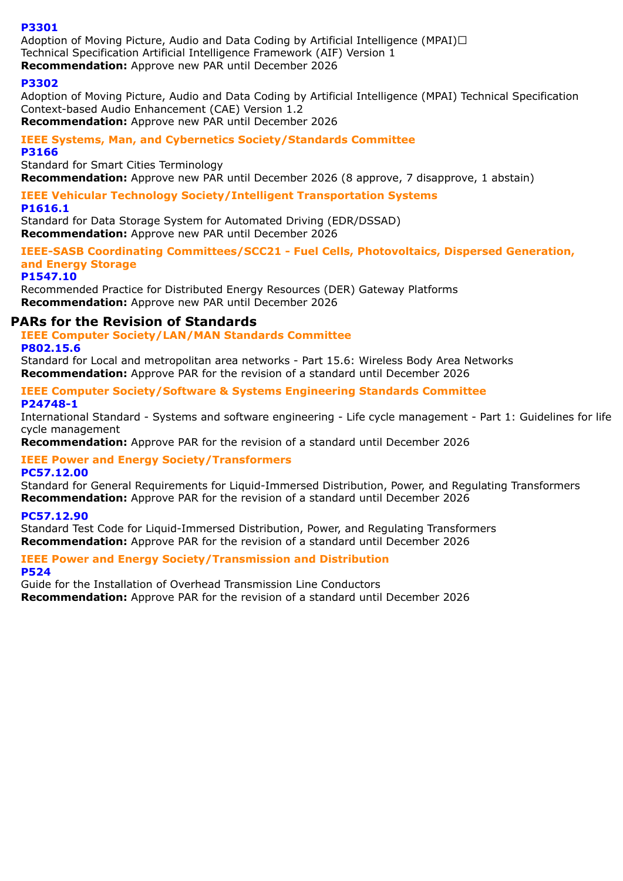**P3301**

Adoption of Moving Picture, Audio and Data Coding by Artificial Intelligence (MPAI)☐ Technical Specification Artificial Intelligence Framework (AIF) Version 1

**Recommendation:** Approve new PAR until December 2026

**P3302**

Adoption of Moving Picture, Audio and Data Coding by Artificial Intelligence (MPAI) Technical Specification Context-based Audio Enhancement (CAE) Version 1.2

**Recommendation:** Approve new PAR until December 2026

### IEEE Systems, Man, and Cybernetics Society/Standards Committee

**P3166**

Standard for Smart Cities Terminology

**Recommendation:** Approve new PAR until December 2026 (8 approve, 7 disapprove, 1 abstain)

### IEEE Vehicular Technology Society/Intelligent Transportation Systems

**P1616.1**

Standard for Data Storage System for Automated Driving (EDR/DSSAD)

**Recommendation:** Approve new PAR until December 2026

### IEEE-SASB Coordinating Committees/SCC21 - Fuel Cells, Photovoltaics, Dispersed Generation, and Energy Storage

**P1547.10**

Recommended Practice for Distributed Energy Resources (DER) Gateway Platforms

**Recommendation:** Approve new PAR until December 2026

## PARs for the Revision of Standards

### IEEE Computer Society/LAN/MAN Standards Committee

**P802.15.6**

Standard for Local and metropolitan area networks - Part 15.6: Wireless Body Area Networks

**Recommendation:** Approve PAR for the revision of a standard until December 2026

### IEEE Computer Society/Software & Systems Engineering Standards Committee

**P24748-1**

International Standard - Systems and software engineering - Life cycle management - Part 1: Guidelines for life cycle management

**Recommendation:** Approve PAR for the revision of a standard until December 2026

### IEEE Power and Energy Society/Transformers

**PC57.12.00**

Standard for General Requirements for Liquid-Immersed Distribution, Power, and Regulating Transformers

**Recommendation:** Approve PAR for the revision of a standard until December 2026

**PC57.12.90**

Standard Test Code for Liquid-Immersed Distribution, Power, and Regulating Transformers

**Recommendation:** Approve PAR for the revision of a standard until December 2026

### IEEE Power and Energy Society/Transmission and Distribution

**P524**

Guide for the Installation of Overhead Transmission Line Conductors

**Recommendation:** Approve PAR for the revision of a standard until December 2026